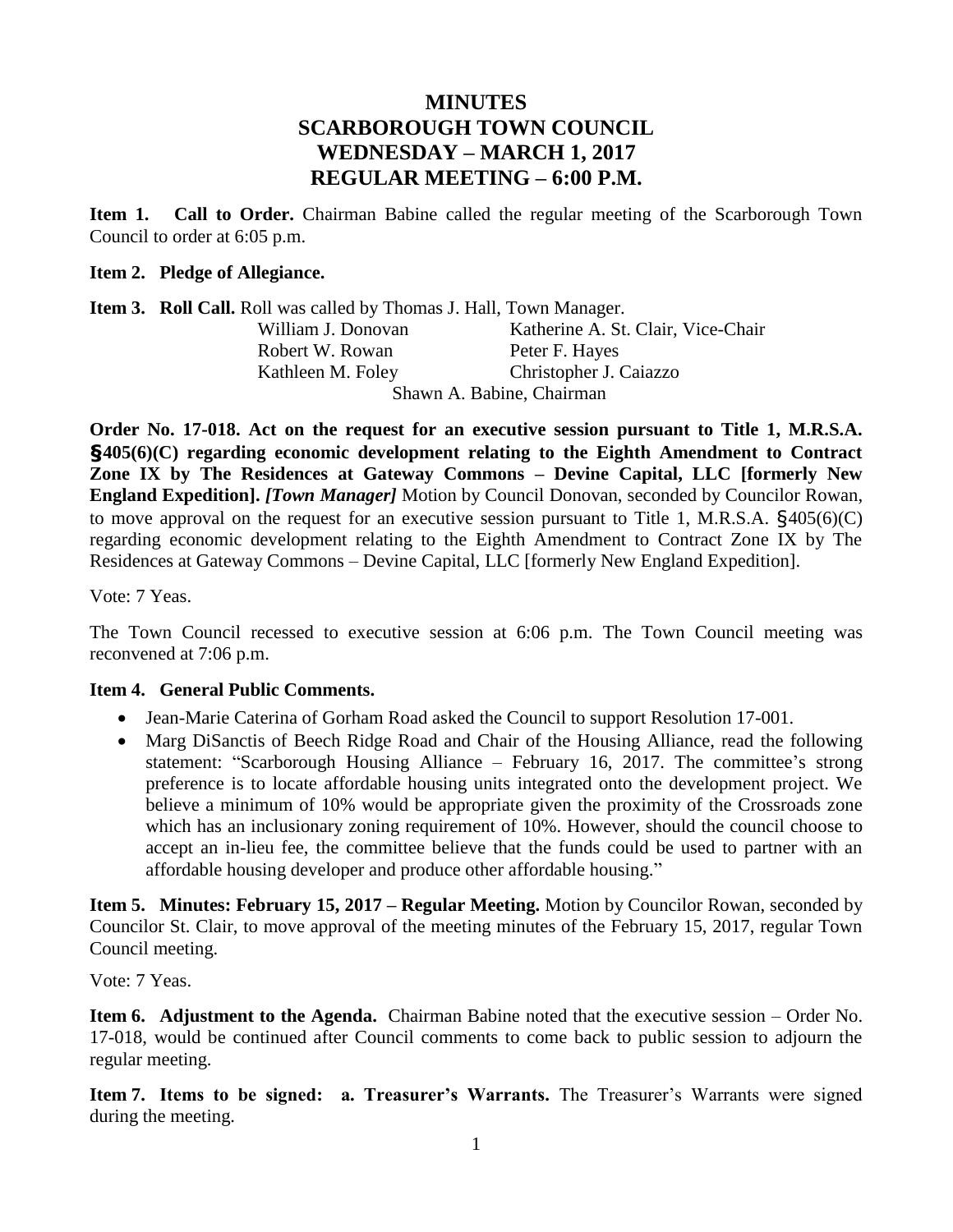# MINUTES
# SCARBOROUGH TOWN COUNCIL
# WEDNESDAY – MARCH 1, 2017
# REGULAR MEETING – 6:00 P.M.

**Item 1. Call to Order.** Chairman Babine called the regular meeting of the Scarborough Town Council to order at 6:05 p.m.

**Item 2. Pledge of Allegiance.**

**Item 3. Roll Call.** Roll was called by Thomas J. Hall, Town Manager.

| | |
|---|---|
| William J. Donovan | Katherine A. St. Clair, Vice-Chair |
| Robert W. Rowan | Peter F. Hayes |
| Kathleen M. Foley | Christopher J. Caiazzo |

Shawn A. Babine, Chairman

**Order No. 17-018. Act on the request for an executive session pursuant to Title 1, M.R.S.A. §405(6)(C) regarding economic development relating to the Eighth Amendment to Contract Zone IX by The Residences at Gateway Commons – Devine Capital, LLC [formerly New England Expedition].** ***[Town Manager]*** Motion by Council Donovan, seconded by Councilor Rowan, to move approval on the request for an executive session pursuant to Title 1, M.R.S.A. §405(6)(C) regarding economic development relating to the Eighth Amendment to Contract Zone IX by The Residences at Gateway Commons – Devine Capital, LLC [formerly New England Expedition].

Vote: 7 Yeas.

The Town Council recessed to executive session at 6:06 p.m. The Town Council meeting was reconvened at 7:06 p.m.

**Item 4. General Public Comments.**

- Jean-Marie Caterina of Gorham Road asked the Council to support Resolution 17-001.
- Marg DiSanctis of Beech Ridge Road and Chair of the Housing Alliance, read the following statement: "Scarborough Housing Alliance – February 16, 2017. The committee's strong preference is to locate affordable housing units integrated onto the development project. We believe a minimum of 10% would be appropriate given the proximity of the Crossroads zone which has an inclusionary zoning requirement of 10%. However, should the council choose to accept an in-lieu fee, the committee believe that the funds could be used to partner with an affordable housing developer and produce other affordable housing."

**Item 5. Minutes: February 15, 2017 – Regular Meeting.** Motion by Councilor Rowan, seconded by Councilor St. Clair, to move approval of the meeting minutes of the February 15, 2017, regular Town Council meeting.

Vote: 7 Yeas.

**Item 6. Adjustment to the Agenda.** Chairman Babine noted that the executive session – Order No. 17-018, would be continued after Council comments to come back to public session to adjourn the regular meeting.

**Item 7. Items to be signed: a. Treasurer's Warrants.** The Treasurer's Warrants were signed during the meeting.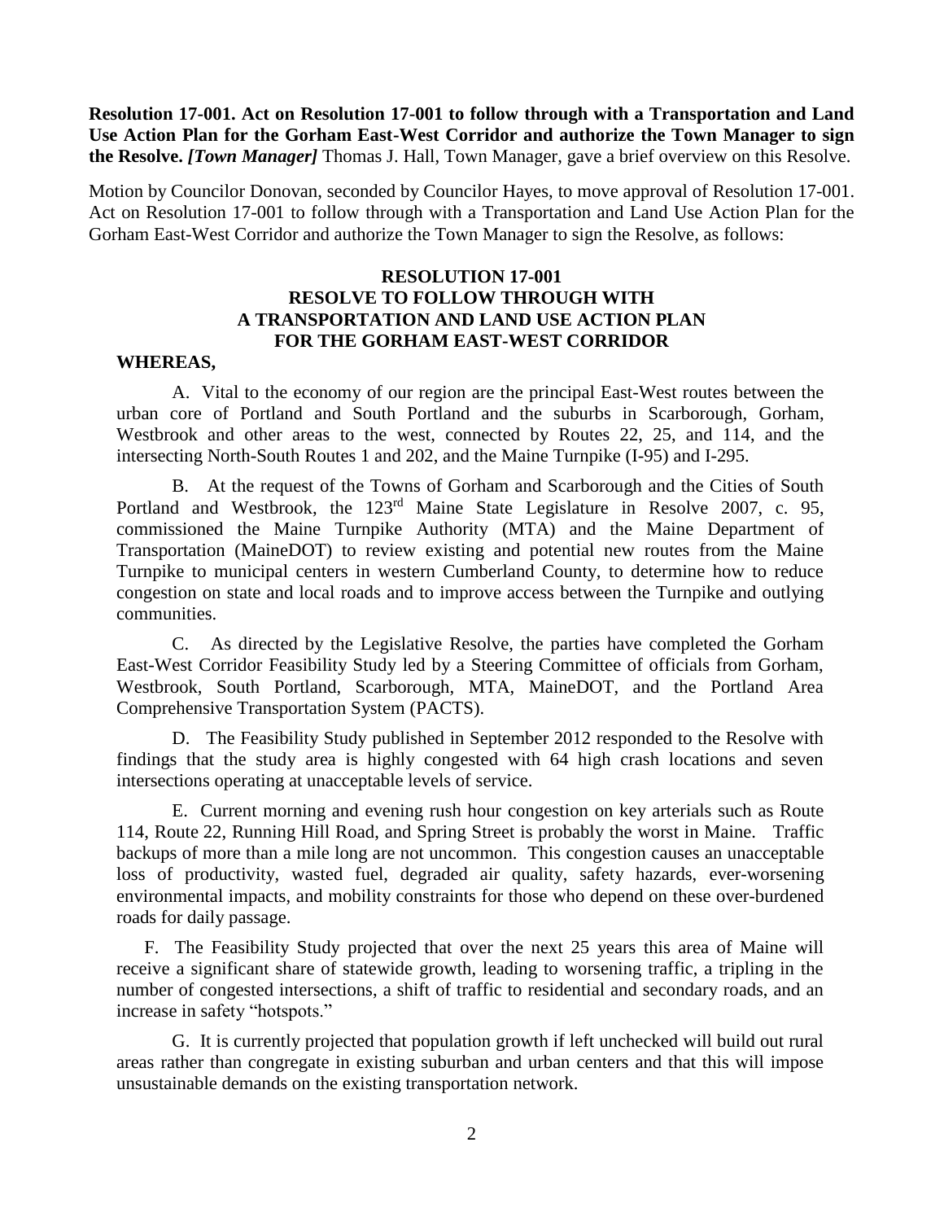**Resolution 17-001. Act on Resolution 17-001 to follow through with a Transportation and Land Use Action Plan for the Gorham East-West Corridor and authorize the Town Manager to sign the Resolve.** ***[Town Manager]*** Thomas J. Hall, Town Manager, gave a brief overview on this Resolve.

Motion by Councilor Donovan, seconded by Councilor Hayes, to move approval of Resolution 17-001. Act on Resolution 17-001 to follow through with a Transportation and Land Use Action Plan for the Gorham East-West Corridor and authorize the Town Manager to sign the Resolve, as follows:

**RESOLUTION 17-001**
**RESOLVE TO FOLLOW THROUGH WITH**
**A TRANSPORTATION AND LAND USE ACTION PLAN**
**FOR THE GORHAM EAST-WEST CORRIDOR**

**WHEREAS,**

A. Vital to the economy of our region are the principal East-West routes between the urban core of Portland and South Portland and the suburbs in Scarborough, Gorham, Westbrook and other areas to the west, connected by Routes 22, 25, and 114, and the intersecting North-South Routes 1 and 202, and the Maine Turnpike (I-95) and I-295.

B. At the request of the Towns of Gorham and Scarborough and the Cities of South Portland and Westbrook, the 123rd Maine State Legislature in Resolve 2007, c. 95, commissioned the Maine Turnpike Authority (MTA) and the Maine Department of Transportation (MaineDOT) to review existing and potential new routes from the Maine Turnpike to municipal centers in western Cumberland County, to determine how to reduce congestion on state and local roads and to improve access between the Turnpike and outlying communities.

C. As directed by the Legislative Resolve, the parties have completed the Gorham East-West Corridor Feasibility Study led by a Steering Committee of officials from Gorham, Westbrook, South Portland, Scarborough, MTA, MaineDOT, and the Portland Area Comprehensive Transportation System (PACTS).

D. The Feasibility Study published in September 2012 responded to the Resolve with findings that the study area is highly congested with 64 high crash locations and seven intersections operating at unacceptable levels of service.

E. Current morning and evening rush hour congestion on key arterials such as Route 114, Route 22, Running Hill Road, and Spring Street is probably the worst in Maine. Traffic backups of more than a mile long are not uncommon. This congestion causes an unacceptable loss of productivity, wasted fuel, degraded air quality, safety hazards, ever-worsening environmental impacts, and mobility constraints for those who depend on these over-burdened roads for daily passage.

F. The Feasibility Study projected that over the next 25 years this area of Maine will receive a significant share of statewide growth, leading to worsening traffic, a tripling in the number of congested intersections, a shift of traffic to residential and secondary roads, and an increase in safety "hotspots."

G. It is currently projected that population growth if left unchecked will build out rural areas rather than congregate in existing suburban and urban centers and that this will impose unsustainable demands on the existing transportation network.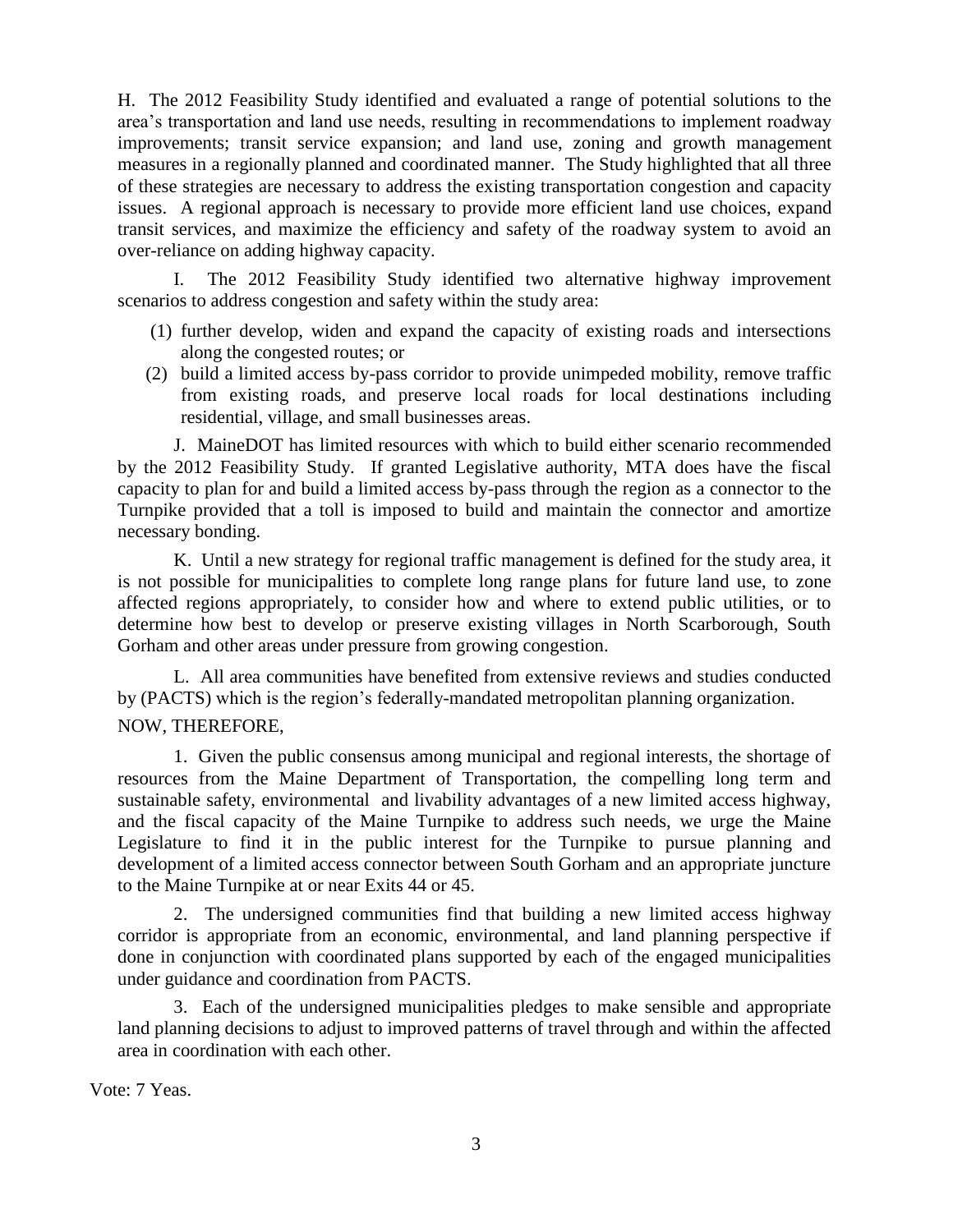H. The 2012 Feasibility Study identified and evaluated a range of potential solutions to the area's transportation and land use needs, resulting in recommendations to implement roadway improvements; transit service expansion; and land use, zoning and growth management measures in a regionally planned and coordinated manner. The Study highlighted that all three of these strategies are necessary to address the existing transportation congestion and capacity issues. A regional approach is necessary to provide more efficient land use choices, expand transit services, and maximize the efficiency and safety of the roadway system to avoid an over-reliance on adding highway capacity.

I. The 2012 Feasibility Study identified two alternative highway improvement scenarios to address congestion and safety within the study area:

(1) further develop, widen and expand the capacity of existing roads and intersections along the congested routes; or
(2) build a limited access by-pass corridor to provide unimpeded mobility, remove traffic from existing roads, and preserve local roads for local destinations including residential, village, and small businesses areas.

J. MaineDOT has limited resources with which to build either scenario recommended by the 2012 Feasibility Study. If granted Legislative authority, MTA does have the fiscal capacity to plan for and build a limited access by-pass through the region as a connector to the Turnpike provided that a toll is imposed to build and maintain the connector and amortize necessary bonding.

K. Until a new strategy for regional traffic management is defined for the study area, it is not possible for municipalities to complete long range plans for future land use, to zone affected regions appropriately, to consider how and where to extend public utilities, or to determine how best to develop or preserve existing villages in North Scarborough, South Gorham and other areas under pressure from growing congestion.

L. All area communities have benefited from extensive reviews and studies conducted by (PACTS) which is the region's federally-mandated metropolitan planning organization.

NOW, THEREFORE,

1. Given the public consensus among municipal and regional interests, the shortage of resources from the Maine Department of Transportation, the compelling long term and sustainable safety, environmental and livability advantages of a new limited access highway, and the fiscal capacity of the Maine Turnpike to address such needs, we urge the Maine Legislature to find it in the public interest for the Turnpike to pursue planning and development of a limited access connector between South Gorham and an appropriate juncture to the Maine Turnpike at or near Exits 44 or 45.

2. The undersigned communities find that building a new limited access highway corridor is appropriate from an economic, environmental, and land planning perspective if done in conjunction with coordinated plans supported by each of the engaged municipalities under guidance and coordination from PACTS.

3. Each of the undersigned municipalities pledges to make sensible and appropriate land planning decisions to adjust to improved patterns of travel through and within the affected area in coordination with each other.

Vote: 7 Yeas.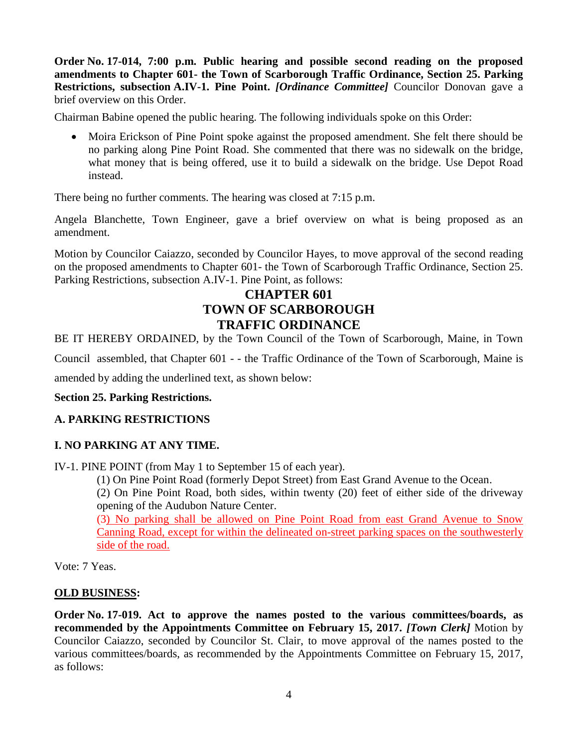**Order No. 17-014, 7:00 p.m. Public hearing and possible second reading on the proposed amendments to Chapter 601- the Town of Scarborough Traffic Ordinance, Section 25. Parking Restrictions, subsection A.IV-1. Pine Point.** ***[Ordinance Committee]*** Councilor Donovan gave a brief overview on this Order.

Chairman Babine opened the public hearing. The following individuals spoke on this Order:

- Moira Erickson of Pine Point spoke against the proposed amendment. She felt there should be no parking along Pine Point Road. She commented that there was no sidewalk on the bridge, what money that is being offered, use it to build a sidewalk on the bridge. Use Depot Road instead.

There being no further comments. The hearing was closed at 7:15 p.m.

Angela Blanchette, Town Engineer, gave a brief overview on what is being proposed as an amendment.

Motion by Councilor Caiazzo, seconded by Councilor Hayes, to move approval of the second reading on the proposed amendments to Chapter 601- the Town of Scarborough Traffic Ordinance, Section 25. Parking Restrictions, subsection A.IV-1. Pine Point, as follows:

# CHAPTER 601
# TOWN OF SCARBOROUGH
# TRAFFIC ORDINANCE

BE IT HEREBY ORDAINED, by the Town Council of the Town of Scarborough, Maine, in Town Council assembled, that Chapter 601 - - the Traffic Ordinance of the Town of Scarborough, Maine is amended by adding the underlined text, as shown below:

**Section 25. Parking Restrictions.**

**A. PARKING RESTRICTIONS**

**I. NO PARKING AT ANY TIME.**

IV-1. PINE POINT (from May 1 to September 15 of each year).

(1) On Pine Point Road (formerly Depot Street) from East Grand Avenue to the Ocean.

(2) On Pine Point Road, both sides, within twenty (20) feet of either side of the driveway opening of the Audubon Nature Center.

<u>(3) No parking shall be allowed on Pine Point Road from east Grand Avenue to Snow Canning Road, except for within the delineated on-street parking spaces on the southwesterly side of the road.</u>

Vote: 7 Yeas.

**<u>OLD BUSINESS</u>:**

**Order No. 17-019. Act to approve the names posted to the various committees/boards, as recommended by the Appointments Committee on February 15, 2017.** ***[Town Clerk]*** Motion by Councilor Caiazzo, seconded by Councilor St. Clair, to move approval of the names posted to the various committees/boards, as recommended by the Appointments Committee on February 15, 2017, as follows: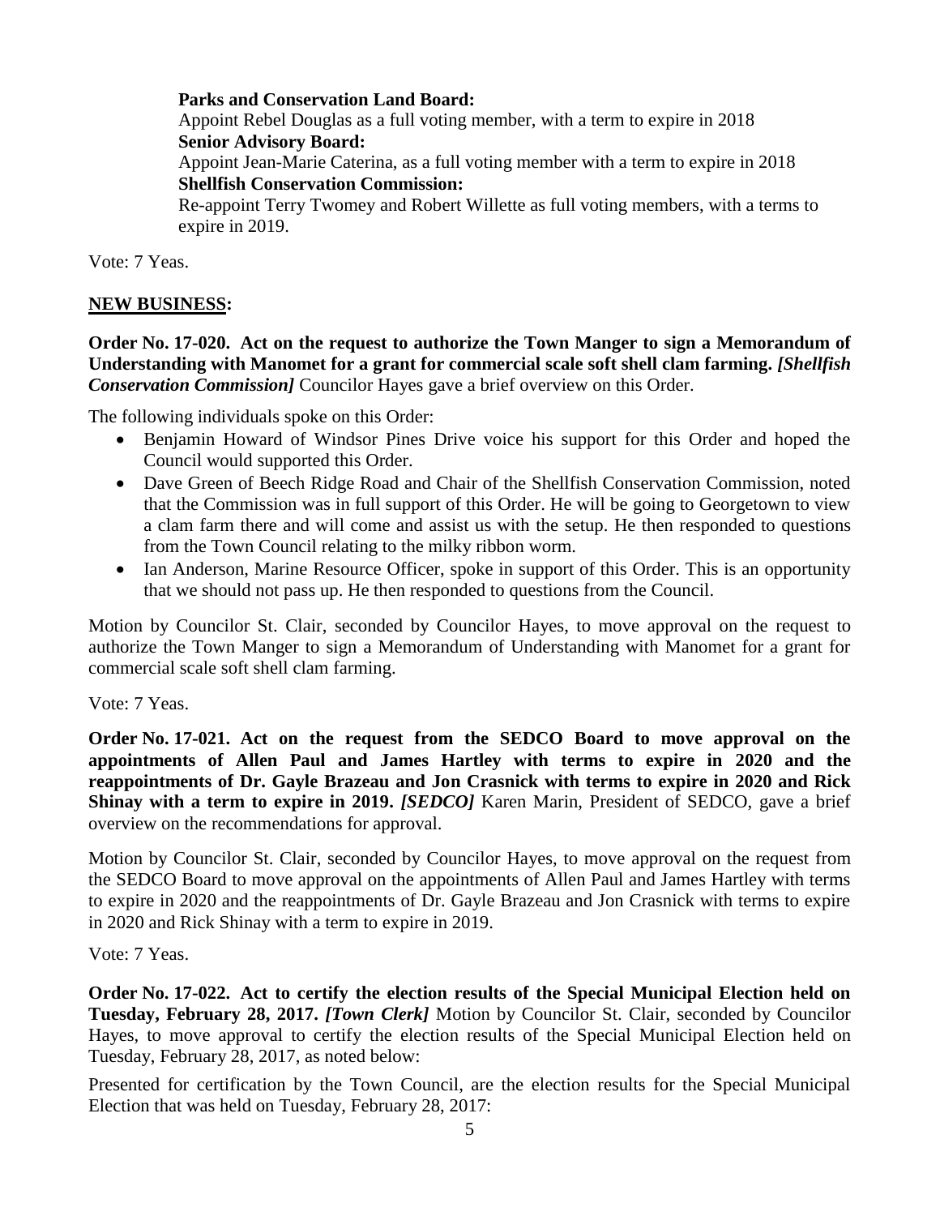**Parks and Conservation Land Board:**
Appoint Rebel Douglas as a full voting member, with a term to expire in 2018
**Senior Advisory Board:**
Appoint Jean-Marie Caterina, as a full voting member with a term to expire in 2018
**Shellfish Conservation Commission:**
Re-appoint Terry Twomey and Robert Willette as full voting members, with a terms to expire in 2019.

Vote: 7 Yeas.

**NEW BUSINESS:**

**Order No. 17-020. Act on the request to authorize the Town Manger to sign a Memorandum of Understanding with Manomet for a grant for commercial scale soft shell clam farming. *[Shellfish Conservation Commission]*** Councilor Hayes gave a brief overview on this Order.

The following individuals spoke on this Order:

- Benjamin Howard of Windsor Pines Drive voice his support for this Order and hoped the Council would supported this Order.
- Dave Green of Beech Ridge Road and Chair of the Shellfish Conservation Commission, noted that the Commission was in full support of this Order. He will be going to Georgetown to view a clam farm there and will come and assist us with the setup. He then responded to questions from the Town Council relating to the milky ribbon worm.
- Ian Anderson, Marine Resource Officer, spoke in support of this Order. This is an opportunity that we should not pass up. He then responded to questions from the Council.

Motion by Councilor St. Clair, seconded by Councilor Hayes, to move approval on the request to authorize the Town Manger to sign a Memorandum of Understanding with Manomet for a grant for commercial scale soft shell clam farming.

Vote: 7 Yeas.

**Order No. 17-021. Act on the request from the SEDCO Board to move approval on the appointments of Allen Paul and James Hartley with terms to expire in 2020 and the reappointments of Dr. Gayle Brazeau and Jon Crasnick with terms to expire in 2020 and Rick Shinay with a term to expire in 2019. *[SEDCO]*** Karen Marin, President of SEDCO, gave a brief overview on the recommendations for approval.

Motion by Councilor St. Clair, seconded by Councilor Hayes, to move approval on the request from the SEDCO Board to move approval on the appointments of Allen Paul and James Hartley with terms to expire in 2020 and the reappointments of Dr. Gayle Brazeau and Jon Crasnick with terms to expire in 2020 and Rick Shinay with a term to expire in 2019.

Vote: 7 Yeas.

**Order No. 17-022. Act to certify the election results of the Special Municipal Election held on Tuesday, February 28, 2017. *[Town Clerk]*** Motion by Councilor St. Clair, seconded by Councilor Hayes, to move approval to certify the election results of the Special Municipal Election held on Tuesday, February 28, 2017, as noted below:

Presented for certification by the Town Council, are the election results for the Special Municipal Election that was held on Tuesday, February 28, 2017: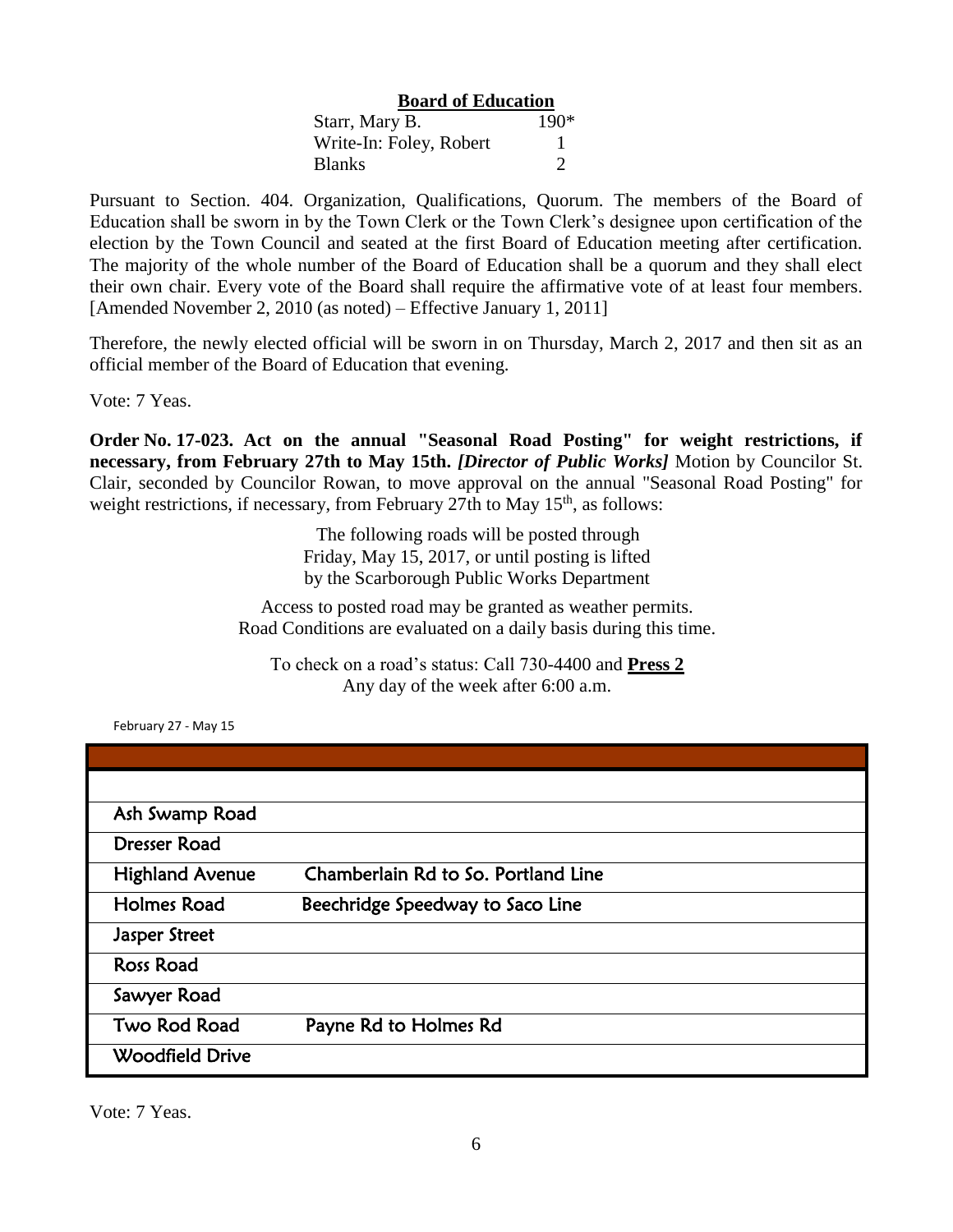**Board of Education**

| | |
|---|---|
| Starr, Mary B. | 190* |
| Write-In: Foley, Robert | 1 |
| Blanks | 2 |

Pursuant to Section. 404. Organization, Qualifications, Quorum. The members of the Board of Education shall be sworn in by the Town Clerk or the Town Clerk's designee upon certification of the election by the Town Council and seated at the first Board of Education meeting after certification. The majority of the whole number of the Board of Education shall be a quorum and they shall elect their own chair. Every vote of the Board shall require the affirmative vote of at least four members. [Amended November 2, 2010 (as noted) – Effective January 1, 2011]

Therefore, the newly elected official will be sworn in on Thursday, March 2, 2017 and then sit as an official member of the Board of Education that evening.

Vote: 7 Yeas.

**Order No. 17-023. Act on the annual "Seasonal Road Posting" for weight restrictions, if necessary, from February 27th to May 15th.** ***[Director of Public Works]*** Motion by Councilor St. Clair, seconded by Councilor Rowan, to move approval on the annual "Seasonal Road Posting" for weight restrictions, if necessary, from February 27th to May 15th, as follows:

The following roads will be posted through
Friday, May 15, 2017, or until posting is lifted
by the Scarborough Public Works Department

Access to posted road may be granted as weather permits.
Road Conditions are evaluated on a daily basis during this time.

To check on a road's status: Call 730-4400 and **Press 2**
Any day of the week after 6:00 a.m.

February 27 - May 15

| | |
|---|---|
| Ash Swamp Road | |
| Dresser Road | |
| Highland Avenue | Chamberlain Rd to So. Portland Line |
| Holmes Road | Beechridge Speedway to Saco Line |
| Jasper Street | |
| Ross Road | |
| Sawyer Road | |
| Two Rod Road | Payne Rd to Holmes Rd |
| Woodfield Drive | |

Vote: 7 Yeas.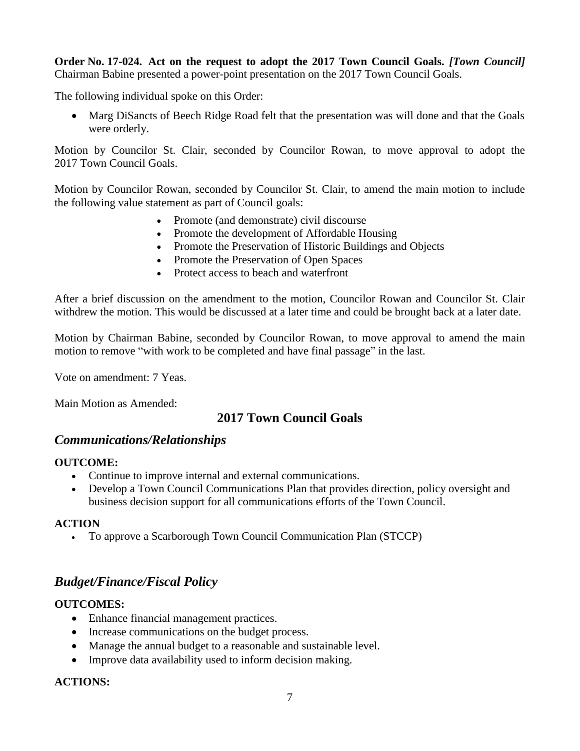**Order No. 17-024. Act on the request to adopt the 2017 Town Council Goals.** ***[Town Council]*** Chairman Babine presented a power-point presentation on the 2017 Town Council Goals.

The following individual spoke on this Order:

- Marg DiSancts of Beech Ridge Road felt that the presentation was will done and that the Goals were orderly.

Motion by Councilor St. Clair, seconded by Councilor Rowan, to move approval to adopt the 2017 Town Council Goals.

Motion by Councilor Rowan, seconded by Councilor St. Clair, to amend the main motion to include the following value statement as part of Council goals:

- Promote (and demonstrate) civil discourse
- Promote the development of Affordable Housing
- Promote the Preservation of Historic Buildings and Objects
- Promote the Preservation of Open Spaces
- Protect access to beach and waterfront

After a brief discussion on the amendment to the motion, Councilor Rowan and Councilor St. Clair withdrew the motion. This would be discussed at a later time and could be brought back at a later date.

Motion by Chairman Babine, seconded by Councilor Rowan, to move approval to amend the main motion to remove "with work to be completed and have final passage" in the last.

Vote on amendment: 7 Yeas.

Main Motion as Amended:

## 2017 Town Council Goals

### *Communications/Relationships*

**OUTCOME:**

- Continue to improve internal and external communications.
- Develop a Town Council Communications Plan that provides direction, policy oversight and business decision support for all communications efforts of the Town Council.

**ACTION**

- To approve a Scarborough Town Council Communication Plan (STCCP)

### *Budget/Finance/Fiscal Policy*

**OUTCOMES:**

- Enhance financial management practices.
- Increase communications on the budget process.
- Manage the annual budget to a reasonable and sustainable level.
- Improve data availability used to inform decision making.

**ACTIONS:**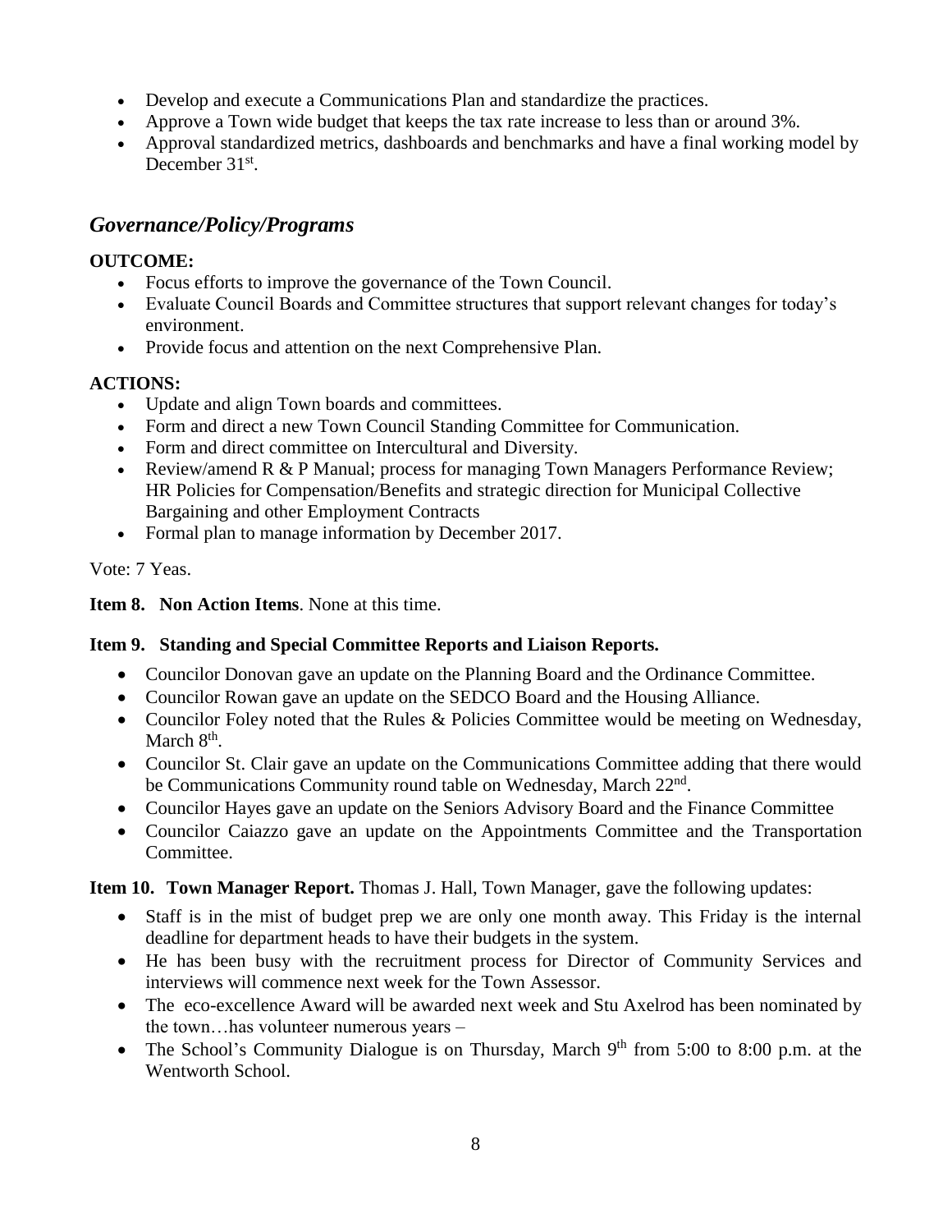- Develop and execute a Communications Plan and standardize the practices.
- Approve a Town wide budget that keeps the tax rate increase to less than or around 3%.
- Approval standardized metrics, dashboards and benchmarks and have a final working model by December 31st.

## *Governance/Policy/Programs*

**OUTCOME:**

- Focus efforts to improve the governance of the Town Council.
- Evaluate Council Boards and Committee structures that support relevant changes for today's environment.
- Provide focus and attention on the next Comprehensive Plan.

**ACTIONS:**

- Update and align Town boards and committees.
- Form and direct a new Town Council Standing Committee for Communication.
- Form and direct committee on Intercultural and Diversity.
- Review/amend R & P Manual; process for managing Town Managers Performance Review; HR Policies for Compensation/Benefits and strategic direction for Municipal Collective Bargaining and other Employment Contracts
- Formal plan to manage information by December 2017.

Vote: 7 Yeas.

**Item 8. Non Action Items**. None at this time.

**Item 9. Standing and Special Committee Reports and Liaison Reports.**

- Councilor Donovan gave an update on the Planning Board and the Ordinance Committee.
- Councilor Rowan gave an update on the SEDCO Board and the Housing Alliance.
- Councilor Foley noted that the Rules & Policies Committee would be meeting on Wednesday, March 8th.
- Councilor St. Clair gave an update on the Communications Committee adding that there would be Communications Community round table on Wednesday, March 22nd.
- Councilor Hayes gave an update on the Seniors Advisory Board and the Finance Committee
- Councilor Caiazzo gave an update on the Appointments Committee and the Transportation Committee.

**Item 10. Town Manager Report.** Thomas J. Hall, Town Manager, gave the following updates:

- Staff is in the mist of budget prep we are only one month away. This Friday is the internal deadline for department heads to have their budgets in the system.
- He has been busy with the recruitment process for Director of Community Services and interviews will commence next week for the Town Assessor.
- The eco-excellence Award will be awarded next week and Stu Axelrod has been nominated by the town…has volunteer numerous years –
- The School's Community Dialogue is on Thursday, March 9th from 5:00 to 8:00 p.m. at the Wentworth School.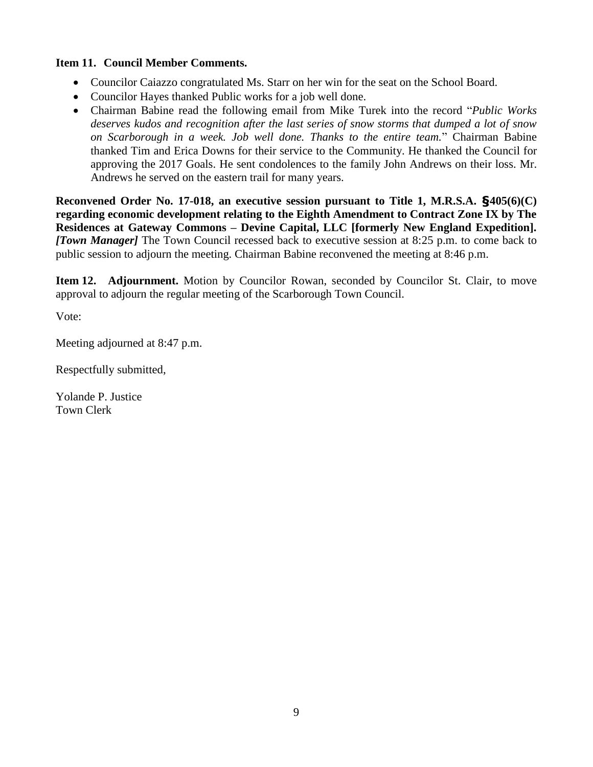**Item 11. Council Member Comments.**

- Councilor Caiazzo congratulated Ms. Starr on her win for the seat on the School Board.
- Councilor Hayes thanked Public works for a job well done.
- Chairman Babine read the following email from Mike Turek into the record "*Public Works deserves kudos and recognition after the last series of snow storms that dumped a lot of snow on Scarborough in a week. Job well done. Thanks to the entire team.*" Chairman Babine thanked Tim and Erica Downs for their service to the Community. He thanked the Council for approving the 2017 Goals. He sent condolences to the family John Andrews on their loss. Mr. Andrews he served on the eastern trail for many years.

**Reconvened Order No. 17-018, an executive session pursuant to Title 1, M.R.S.A. §405(6)(C) regarding economic development relating to the Eighth Amendment to Contract Zone IX by The Residences at Gateway Commons – Devine Capital, LLC [formerly New England Expedition].** ***[Town Manager]*** The Town Council recessed back to executive session at 8:25 p.m. to come back to public session to adjourn the meeting. Chairman Babine reconvened the meeting at 8:46 p.m.

**Item 12. Adjournment.** Motion by Councilor Rowan, seconded by Councilor St. Clair, to move approval to adjourn the regular meeting of the Scarborough Town Council.

Vote:

Meeting adjourned at 8:47 p.m.

Respectfully submitted,

Yolande P. Justice
Town Clerk